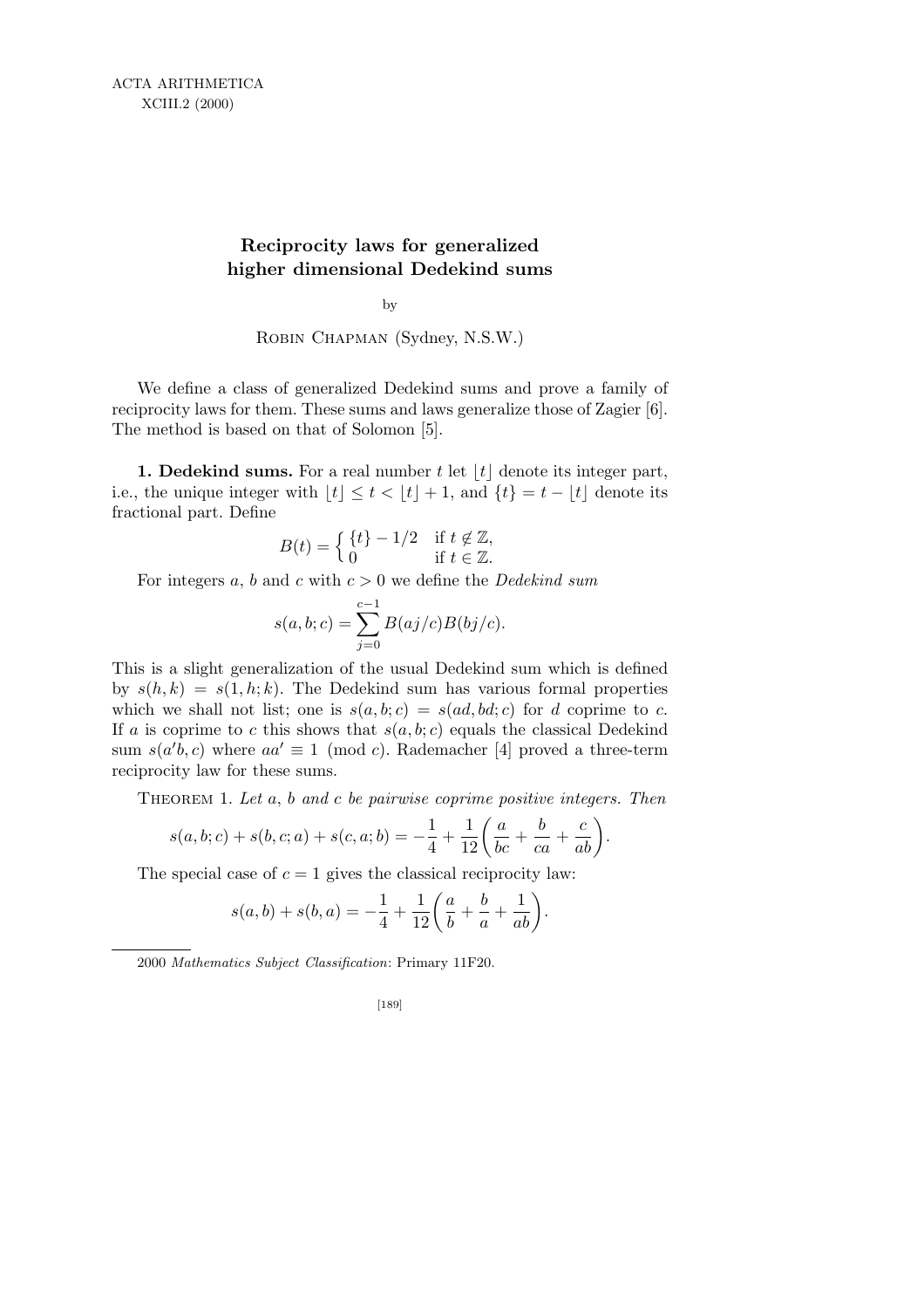# Reciprocity laws for generalized higher dimensional Dedekind sums

by

Robin Chapman (Sydney, N.S.W.)

We define a class of generalized Dedekind sums and prove a family of reciprocity laws for them. These sums and laws generalize those of Zagier [6]. The method is based on that of Solomon [5].

**1. Dedekind sums.** For a real number $t$ let $\lfloor t \rfloor$ denote its integer part, i.e., the unique integer with $\lfloor t \rfloor \le t < \lfloor t \rfloor + 1$, and $\{t\} = t - \lfloor t \rfloor$ denote its fractional part. Define

$$B(t) = \begin{cases} \{t\} - 1/2 & \text{if } t \notin \mathbb{Z}, \\ 0 & \text{if } t \in \mathbb{Z}. \end{cases}$$

For integers $a$, $b$ and $c$ with $c > 0$ we define the *Dedekind sum*

$$s(a, b; c) = \sum_{j=0}^{c-1} B(aj/c)B(bj/c).$$

This is a slight generalization of the usual Dedekind sum which is defined by $s(h, k) = s(1, h; k)$. The Dedekind sum has various formal properties which we shall not list; one is $s(a, b; c) = s(ad, bd; c)$ for $d$ coprime to $c$. If $a$ is coprime to $c$ this shows that $s(a, b; c)$ equals the classical Dedekind sum $s(a'b, c)$ where $aa' \equiv 1 \pmod{c}$. Rademacher [4] proved a three-term reciprocity law for these sums.

Theorem 1. *Let $a$, $b$ and $c$ be pairwise coprime positive integers. Then*

$$s(a, b; c) + s(b, c; a) + s(c, a; b) = -\frac{1}{4} + \frac{1}{12}\left(\frac{a}{bc} + \frac{b}{ca} + \frac{c}{ab}\right).$$

The special case of $c = 1$ gives the classical reciprocity law:

$$s(a, b) + s(b, a) = -\frac{1}{4} + \frac{1}{12}\left(\frac{a}{b} + \frac{b}{a} + \frac{1}{ab}\right).$$

2000 *Mathematics Subject Classification*: Primary 11F20.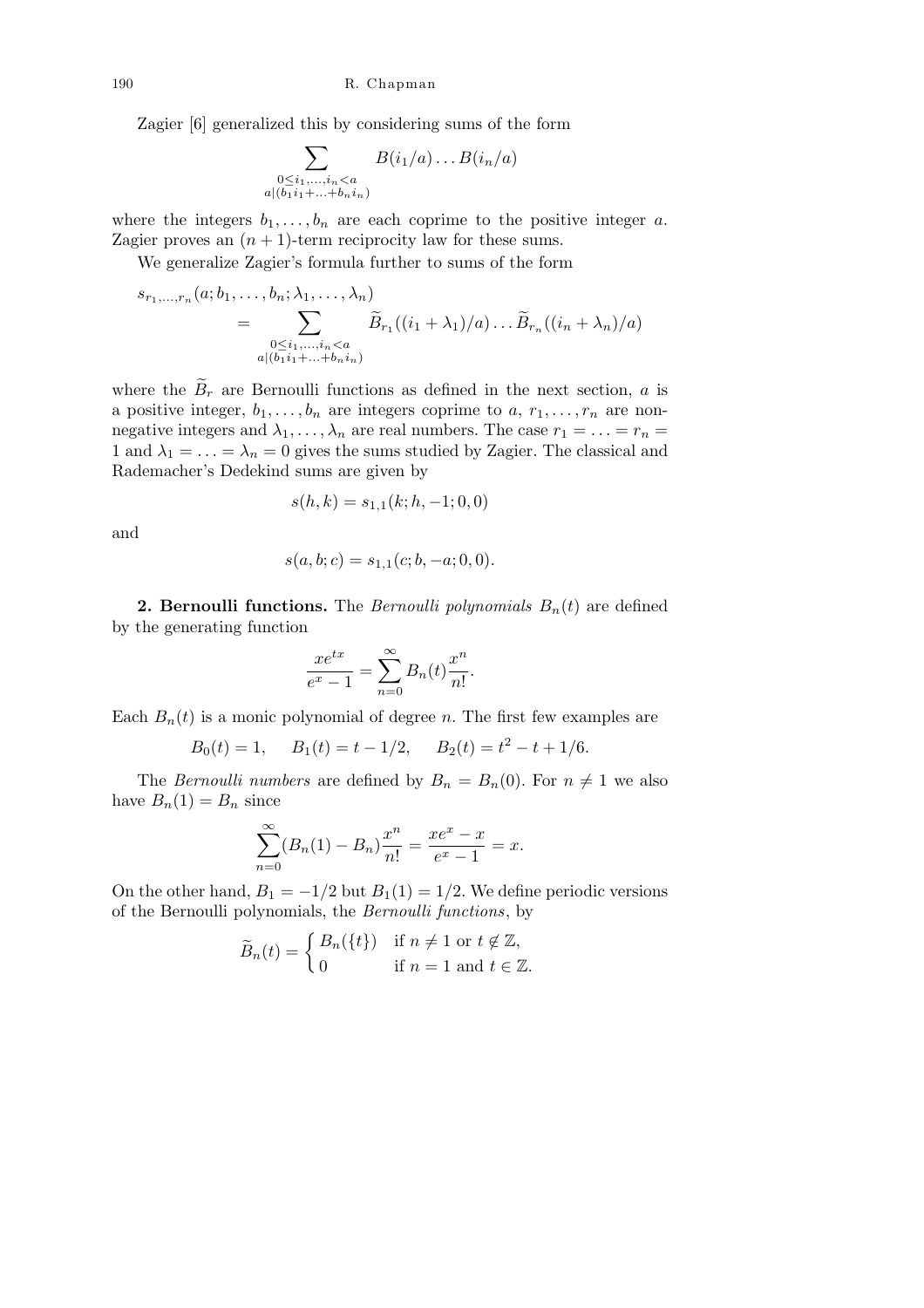Zagier [6] generalized this by considering sums of the form

$$\sum_{\substack{0\le i_1,\ldots,i_n<a\\ a\mid(b_1i_1+\ldots+b_ni_n)}} B(i_1/a)\ldots B(i_n/a)$$

where the integers $b_1,\ldots,b_n$ are each coprime to the positive integer $a$. Zagier proves an $(n+1)$-term reciprocity law for these sums.

We generalize Zagier's formula further to sums of the form

$$s_{r_1,\ldots,r_n}(a;b_1,\ldots,b_n;\lambda_1,\ldots,\lambda_n) = \sum_{\substack{0\le i_1,\ldots,i_n<a\\ a\mid(b_1i_1+\ldots+b_ni_n)}} \widetilde{B}_{r_1}((i_1+\lambda_1)/a)\ldots \widetilde{B}_{r_n}((i_n+\lambda_n)/a)$$

where the $\widetilde{B}_r$ are Bernoulli functions as defined in the next section, $a$ is a positive integer, $b_1,\ldots,b_n$ are integers coprime to $a$, $r_1,\ldots,r_n$ are non-negative integers and $\lambda_1,\ldots,\lambda_n$ are real numbers. The case $r_1=\ldots=r_n=1$ and $\lambda_1=\ldots=\lambda_n=0$ gives the sums studied by Zagier. The classical and Rademacher's Dedekind sums are given by

$$s(h,k)=s_{1,1}(k;h,-1;0,0)$$

and

$$s(a,b;c)=s_{1,1}(c;b,-a;0,0).$$

**2. Bernoulli functions.** The *Bernoulli polynomials* $B_n(t)$ are defined by the generating function

$$\frac{xe^{tx}}{e^x-1}=\sum_{n=0}^{\infty}B_n(t)\frac{x^n}{n!}.$$

Each $B_n(t)$ is a monic polynomial of degree $n$. The first few examples are

$$B_0(t)=1,\qquad B_1(t)=t-1/2,\qquad B_2(t)=t^2-t+1/6.$$

The *Bernoulli numbers* are defined by $B_n=B_n(0)$. For $n\ne 1$ we also have $B_n(1)=B_n$ since

$$\sum_{n=0}^{\infty}(B_n(1)-B_n)\frac{x^n}{n!}=\frac{xe^x-x}{e^x-1}=x.$$

On the other hand, $B_1=-1/2$ but $B_1(1)=1/2$. We define periodic versions of the Bernoulli polynomials, the *Bernoulli functions*, by

$$\widetilde{B}_n(t)=\begin{cases} B_n(\{t\}) & \text{if } n\ne 1 \text{ or } t\notin\mathbb{Z},\\ 0 & \text{if } n=1 \text{ and } t\in\mathbb{Z}.\end{cases}$$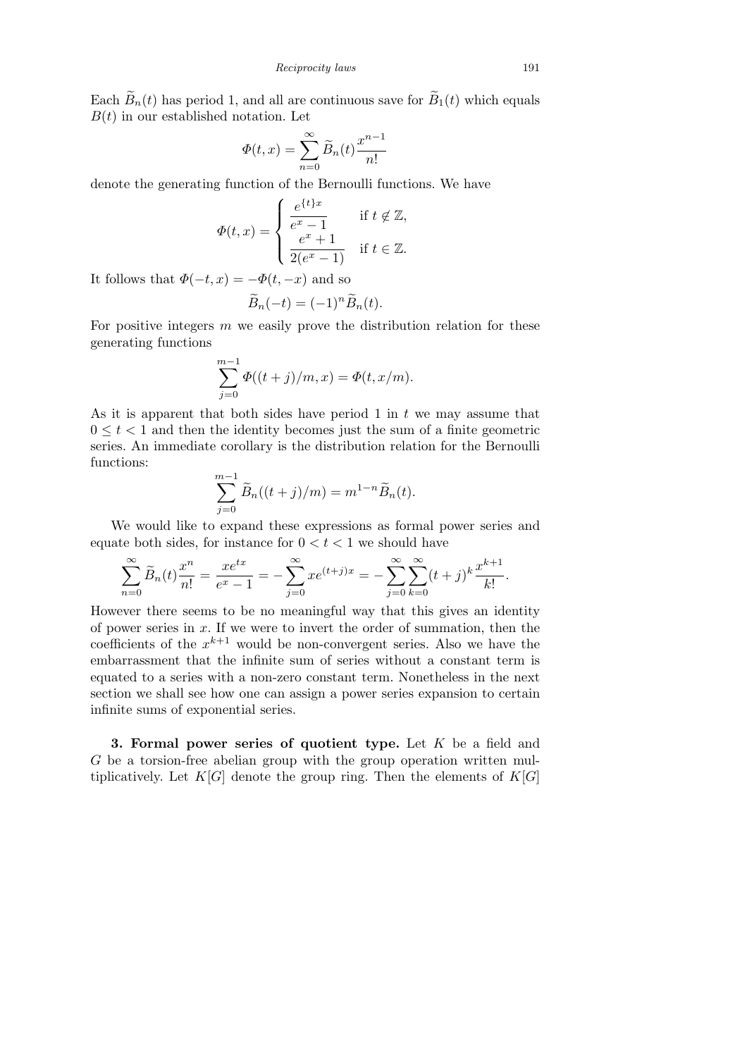Each $\widetilde{B}_n(t)$ has period 1, and all are continuous save for $\widetilde{B}_1(t)$ which equals $B(t)$ in our established notation. Let

$$\Phi(t,x) = \sum_{n=0}^{\infty} \widetilde{B}_n(t)\frac{x^{n-1}}{n!}$$

denote the generating function of the Bernoulli functions. We have

$$\Phi(t,x) = \begin{cases} \dfrac{e^{\{t\}x}}{e^x - 1} & \text{if } t \notin \mathbb{Z}, \\ \dfrac{e^x + 1}{2(e^x - 1)} & \text{if } t \in \mathbb{Z}. \end{cases}$$

It follows that $\Phi(-t,x) = -\Phi(t,-x)$ and so

$$\widetilde{B}_n(-t) = (-1)^n \widetilde{B}_n(t).$$

For positive integers $m$ we easily prove the distribution relation for these generating functions

$$\sum_{j=0}^{m-1} \Phi((t+j)/m, x) = \Phi(t, x/m).$$

As it is apparent that both sides have period 1 in $t$ we may assume that $0 \le t < 1$ and then the identity becomes just the sum of a finite geometric series. An immediate corollary is the distribution relation for the Bernoulli functions:

$$\sum_{j=0}^{m-1} \widetilde{B}_n((t+j)/m) = m^{1-n}\widetilde{B}_n(t).$$

We would like to expand these expressions as formal power series and equate both sides, for instance for $0 < t < 1$ we should have

$$\sum_{n=0}^{\infty} \widetilde{B}_n(t)\frac{x^n}{n!} = \frac{xe^{tx}}{e^x - 1} = -\sum_{j=0}^{\infty} xe^{(t+j)x} = -\sum_{j=0}^{\infty}\sum_{k=0}^{\infty}(t+j)^k \frac{x^{k+1}}{k!}.$$

However there seems to be no meaningful way that this gives an identity of power series in $x$. If we were to invert the order of summation, then the coefficients of the $x^{k+1}$ would be non-convergent series. Also we have the embarrassment that the infinite sum of series without a constant term is equated to a series with a non-zero constant term. Nonetheless in the next section we shall see how one can assign a power series expansion to certain infinite sums of exponential series.

**3. Formal power series of quotient type.** Let $K$ be a field and $G$ be a torsion-free abelian group with the group operation written multiplicatively. Let $K[G]$ denote the group ring. Then the elements of $K[G]$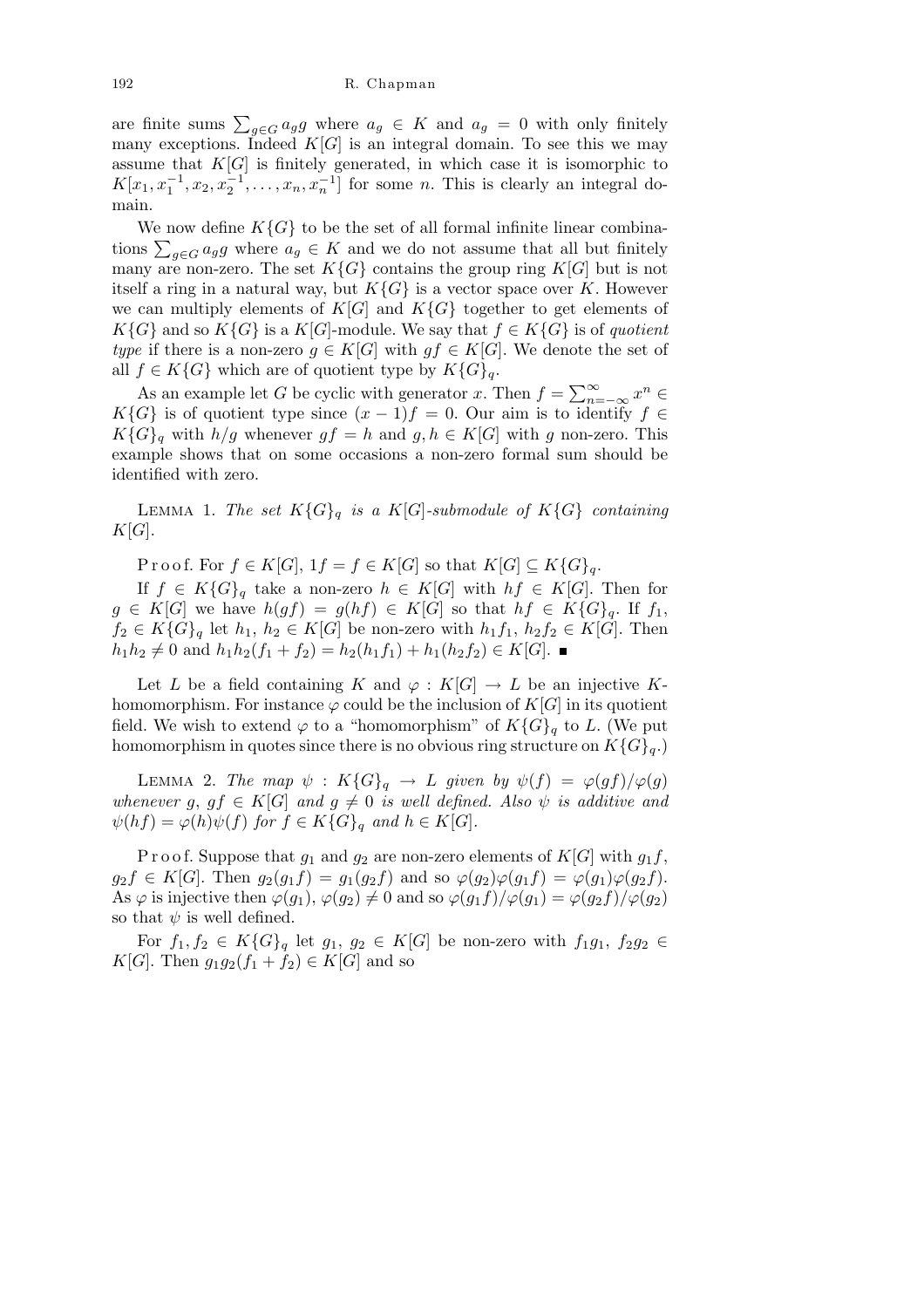are finite sums $\sum_{g\in G} a_g g$ where $a_g \in K$ and $a_g = 0$ with only finitely many exceptions. Indeed $K[G]$ is an integral domain. To see this we may assume that $K[G]$ is finitely generated, in which case it is isomorphic to $K[x_1, x_1^{-1}, x_2, x_2^{-1}, \ldots, x_n, x_n^{-1}]$ for some $n$. This is clearly an integral domain.

We now define $K\{G\}$ to be the set of all formal infinite linear combinations $\sum_{g\in G} a_g g$ where $a_g \in K$ and we do not assume that all but finitely many are non-zero. The set $K\{G\}$ contains the group ring $K[G]$ but is not itself a ring in a natural way, but $K\{G\}$ is a vector space over $K$. However we can multiply elements of $K[G]$ and $K\{G\}$ together to get elements of $K\{G\}$ and so $K\{G\}$ is a $K[G]$-module. We say that $f \in K\{G\}$ is of *quotient type* if there is a non-zero $g \in K[G]$ with $gf \in K[G]$. We denote the set of all $f \in K\{G\}$ which are of quotient type by $K\{G\}_q$.

As an example let $G$ be cyclic with generator $x$. Then $f = \sum_{n=-\infty}^{\infty} x^n \in K\{G\}$ is of quotient type since $(x-1)f = 0$. Our aim is to identify $f \in K\{G\}_q$ with $h/g$ whenever $gf = h$ and $g, h \in K[G]$ with $g$ non-zero. This example shows that on some occasions a non-zero formal sum should be identified with zero.

Lemma 1. *The set $K\{G\}_q$ is a $K[G]$-submodule of $K\{G\}$ containing $K[G]$.*

Proof. For $f \in K[G]$, $1f = f \in K[G]$ so that $K[G] \subseteq K\{G\}_q$.

If $f \in K\{G\}_q$ take a non-zero $h \in K[G]$ with $hf \in K[G]$. Then for $g \in K[G]$ we have $h(gf) = g(hf) \in K[G]$ so that $hf \in K\{G\}_q$. If $f_1$, $f_2 \in K\{G\}_q$ let $h_1$, $h_2 \in K[G]$ be non-zero with $h_1 f_1$, $h_2 f_2 \in K[G]$. Then $h_1 h_2 \neq 0$ and $h_1 h_2(f_1 + f_2) = h_2(h_1 f_1) + h_1(h_2 f_2) \in K[G]$. ∎

Let $L$ be a field containing $K$ and $\varphi : K[G] \to L$ be an injective $K$-homomorphism. For instance $\varphi$ could be the inclusion of $K[G]$ in its quotient field. We wish to extend $\varphi$ to a "homomorphism" of $K\{G\}_q$ to $L$. (We put homomorphism in quotes since there is no obvious ring structure on $K\{G\}_q$.)

Lemma 2. *The map $\psi : K\{G\}_q \to L$ given by $\psi(f) = \varphi(gf)/\varphi(g)$ whenever $g$, $gf \in K[G]$ and $g \neq 0$ is well defined. Also $\psi$ is additive and $\psi(hf) = \varphi(h)\psi(f)$ for $f \in K\{G\}_q$ and $h \in K[G]$.*

Proof. Suppose that $g_1$ and $g_2$ are non-zero elements of $K[G]$ with $g_1 f$, $g_2 f \in K[G]$. Then $g_2(g_1 f) = g_1(g_2 f)$ and so $\varphi(g_2)\varphi(g_1 f) = \varphi(g_1)\varphi(g_2 f)$. As $\varphi$ is injective then $\varphi(g_1)$, $\varphi(g_2) \neq 0$ and so $\varphi(g_1 f)/\varphi(g_1) = \varphi(g_2 f)/\varphi(g_2)$ so that $\psi$ is well defined.

For $f_1, f_2 \in K\{G\}_q$ let $g_1$, $g_2 \in K[G]$ be non-zero with $f_1 g_1$, $f_2 g_2 \in K[G]$. Then $g_1 g_2(f_1 + f_2) \in K[G]$ and so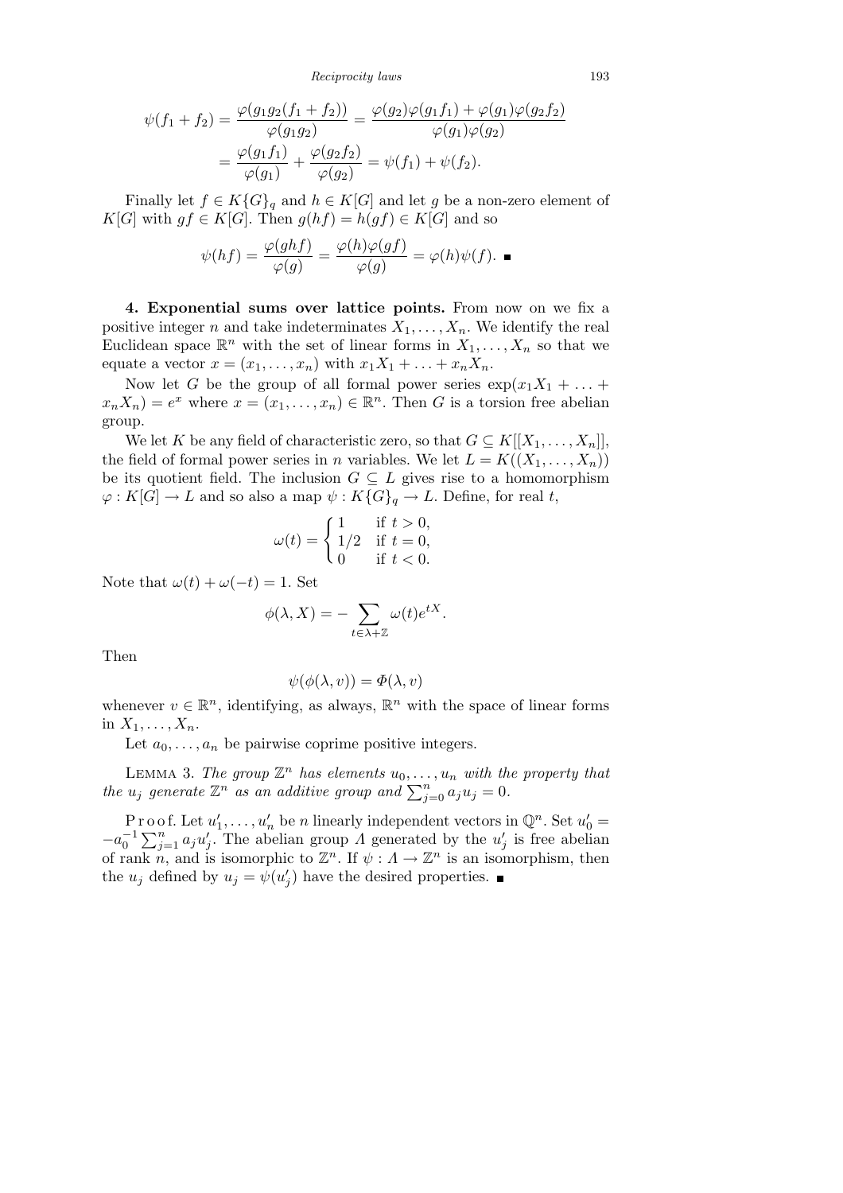$$\psi(f_1 + f_2) = \frac{\varphi(g_1 g_2(f_1 + f_2))}{\varphi(g_1 g_2)} = \frac{\varphi(g_2)\varphi(g_1 f_1) + \varphi(g_1)\varphi(g_2 f_2)}{\varphi(g_1)\varphi(g_2)}$$
$$= \frac{\varphi(g_1 f_1)}{\varphi(g_1)} + \frac{\varphi(g_2 f_2)}{\varphi(g_2)} = \psi(f_1) + \psi(f_2).$$

Finally let $f \in K\{G\}_q$ and $h \in K[G]$ and let $g$ be a non-zero element of $K[G]$ with $gf \in K[G]$. Then $g(hf) = h(gf) \in K[G]$ and so

$$\psi(hf) = \frac{\varphi(ghf)}{\varphi(g)} = \frac{\varphi(h)\varphi(gf)}{\varphi(g)} = \varphi(h)\psi(f). \ \blacksquare$$

**4. Exponential sums over lattice points.** From now on we fix a positive integer $n$ and take indeterminates $X_1, \ldots, X_n$. We identify the real Euclidean space $\mathbb{R}^n$ with the set of linear forms in $X_1, \ldots, X_n$ so that we equate a vector $x = (x_1, \ldots, x_n)$ with $x_1 X_1 + \ldots + x_n X_n$.

Now let $G$ be the group of all formal power series $\exp(x_1 X_1 + \ldots + x_n X_n) = e^x$ where $x = (x_1, \ldots, x_n) \in \mathbb{R}^n$. Then $G$ is a torsion free abelian group.

We let $K$ be any field of characteristic zero, so that $G \subseteq K[[X_1, \ldots, X_n]]$, the field of formal power series in $n$ variables. We let $L = K((X_1, \ldots, X_n))$ be its quotient field. The inclusion $G \subseteq L$ gives rise to a homomorphism $\varphi : K[G] \to L$ and so also a map $\psi : K\{G\}_q \to L$. Define, for real $t$,

$$\omega(t) = \begin{cases} 1 & \text{if } t > 0, \\ 1/2 & \text{if } t = 0, \\ 0 & \text{if } t < 0. \end{cases}$$

Note that $\omega(t) + \omega(-t) = 1$. Set

$$\phi(\lambda, X) = -\sum_{t \in \lambda + \mathbb{Z}} \omega(t) e^{tX}.$$

Then

$$\psi(\phi(\lambda, v)) = \Phi(\lambda, v)$$

whenever $v \in \mathbb{R}^n$, identifying, as always, $\mathbb{R}^n$ with the space of linear forms in $X_1, \ldots, X_n$.

Let $a_0, \ldots, a_n$ be pairwise coprime positive integers.

LEMMA 3. *The group $\mathbb{Z}^n$ has elements $u_0, \ldots, u_n$ with the property that the $u_j$ generate $\mathbb{Z}^n$ as an additive group and $\sum_{j=0}^n a_j u_j = 0$.*

Proof. Let $u_1', \ldots, u_n'$ be $n$ linearly independent vectors in $\mathbb{Q}^n$. Set $u_0' = -a_0^{-1} \sum_{j=1}^n a_j u_j'$. The abelian group $\Lambda$ generated by the $u_j'$ is free abelian of rank $n$, and is isomorphic to $\mathbb{Z}^n$. If $\psi : \Lambda \to \mathbb{Z}^n$ is an isomorphism, then the $u_j$ defined by $u_j = \psi(u_j')$ have the desired properties. $\blacksquare$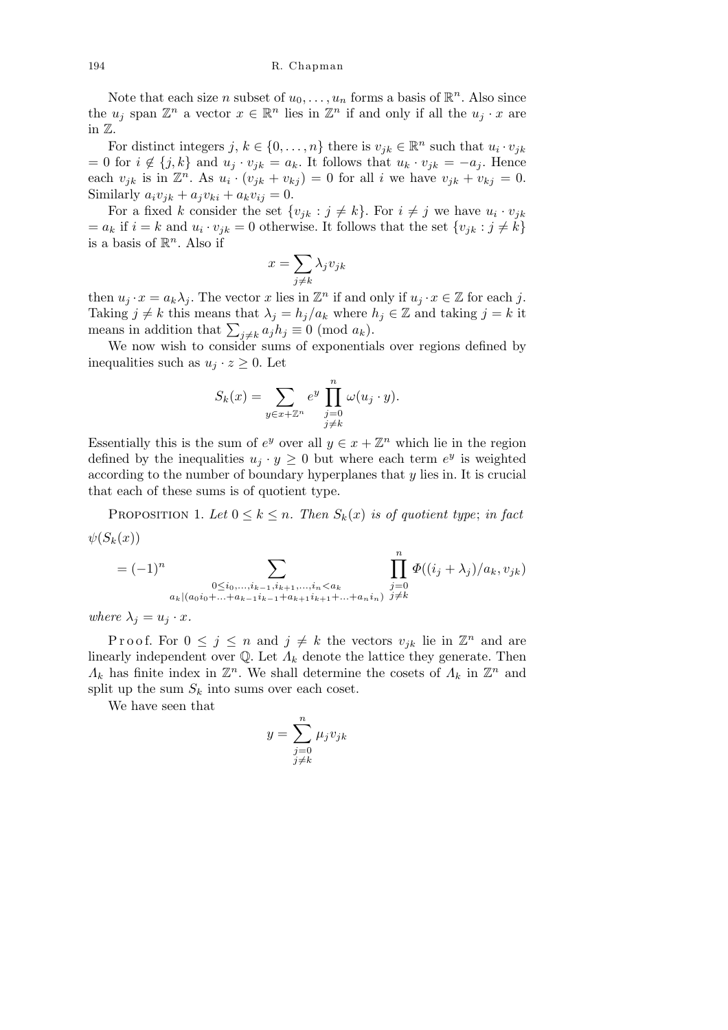Note that each size $n$ subset of $u_0, \ldots, u_n$ forms a basis of $\mathbb{R}^n$. Also since the $u_j$ span $\mathbb{Z}^n$ a vector $x \in \mathbb{R}^n$ lies in $\mathbb{Z}^n$ if and only if all the $u_j \cdot x$ are in $\mathbb{Z}$.

For distinct integers $j, k \in \{0, \ldots, n\}$ there is $v_{jk} \in \mathbb{R}^n$ such that $u_i \cdot v_{jk} = 0$ for $i \notin \{j, k\}$ and $u_j \cdot v_{jk} = a_k$. It follows that $u_k \cdot v_{jk} = -a_j$. Hence each $v_{jk}$ is in $\mathbb{Z}^n$. As $u_i \cdot (v_{jk} + v_{kj}) = 0$ for all $i$ we have $v_{jk} + v_{kj} = 0$. Similarly $a_i v_{jk} + a_j v_{ki} + a_k v_{ij} = 0$.

For a fixed $k$ consider the set $\{v_{jk} : j \neq k\}$. For $i \neq j$ we have $u_i \cdot v_{jk} = a_k$ if $i = k$ and $u_i \cdot v_{jk} = 0$ otherwise. It follows that the set $\{v_{jk} : j \neq k\}$ is a basis of $\mathbb{R}^n$. Also if

$$x = \sum_{j \neq k} \lambda_j v_{jk}$$

then $u_j \cdot x = a_k \lambda_j$. The vector $x$ lies in $\mathbb{Z}^n$ if and only if $u_j \cdot x \in \mathbb{Z}$ for each $j$. Taking $j \neq k$ this means that $\lambda_j = h_j / a_k$ where $h_j \in \mathbb{Z}$ and taking $j = k$ it means in addition that $\sum_{j \neq k} a_j h_j \equiv 0 \pmod{a_k}$.

We now wish to consider sums of exponentials over regions defined by inequalities such as $u_j \cdot z \geq 0$. Let

$$S_k(x) = \sum_{y \in x + \mathbb{Z}^n} e^y \prod_{\substack{j=0 \\ j \neq k}}^{n} \omega(u_j \cdot y).$$

Essentially this is the sum of $e^y$ over all $y \in x + \mathbb{Z}^n$ which lie in the region defined by the inequalities $u_j \cdot y \geq 0$ but where each term $e^y$ is weighted according to the number of boundary hyperplanes that $y$ lies in. It is crucial that each of these sums is of quotient type.

**Proposition 1.** *Let $0 \leq k \leq n$. Then $S_k(x)$ is of quotient type*; *in fact*

$$\psi(S_k(x)) = (-1)^n \sum_{\substack{0 \leq i_0, \ldots, i_{k-1}, i_{k+1}, \ldots, i_n < a_k \\ a_k \mid (a_0 i_0 + \ldots + a_{k-1} i_{k-1} + a_{k+1} i_{k+1} + \ldots + a_n i_n)}} \prod_{\substack{j=0 \\ j \neq k}}^{n} \Phi((i_j + \lambda_j)/a_k, v_{jk})$$

*where $\lambda_j = u_j \cdot x$.*

Proof. For $0 \leq j \leq n$ and $j \neq k$ the vectors $v_{jk}$ lie in $\mathbb{Z}^n$ and are linearly independent over $\mathbb{Q}$. Let $\Lambda_k$ denote the lattice they generate. Then $\Lambda_k$ has finite index in $\mathbb{Z}^n$. We shall determine the cosets of $\Lambda_k$ in $\mathbb{Z}^n$ and split up the sum $S_k$ into sums over each coset.

We have seen that

$$y = \sum_{\substack{j=0 \\ j \neq k}}^{n} \mu_j v_{jk}$$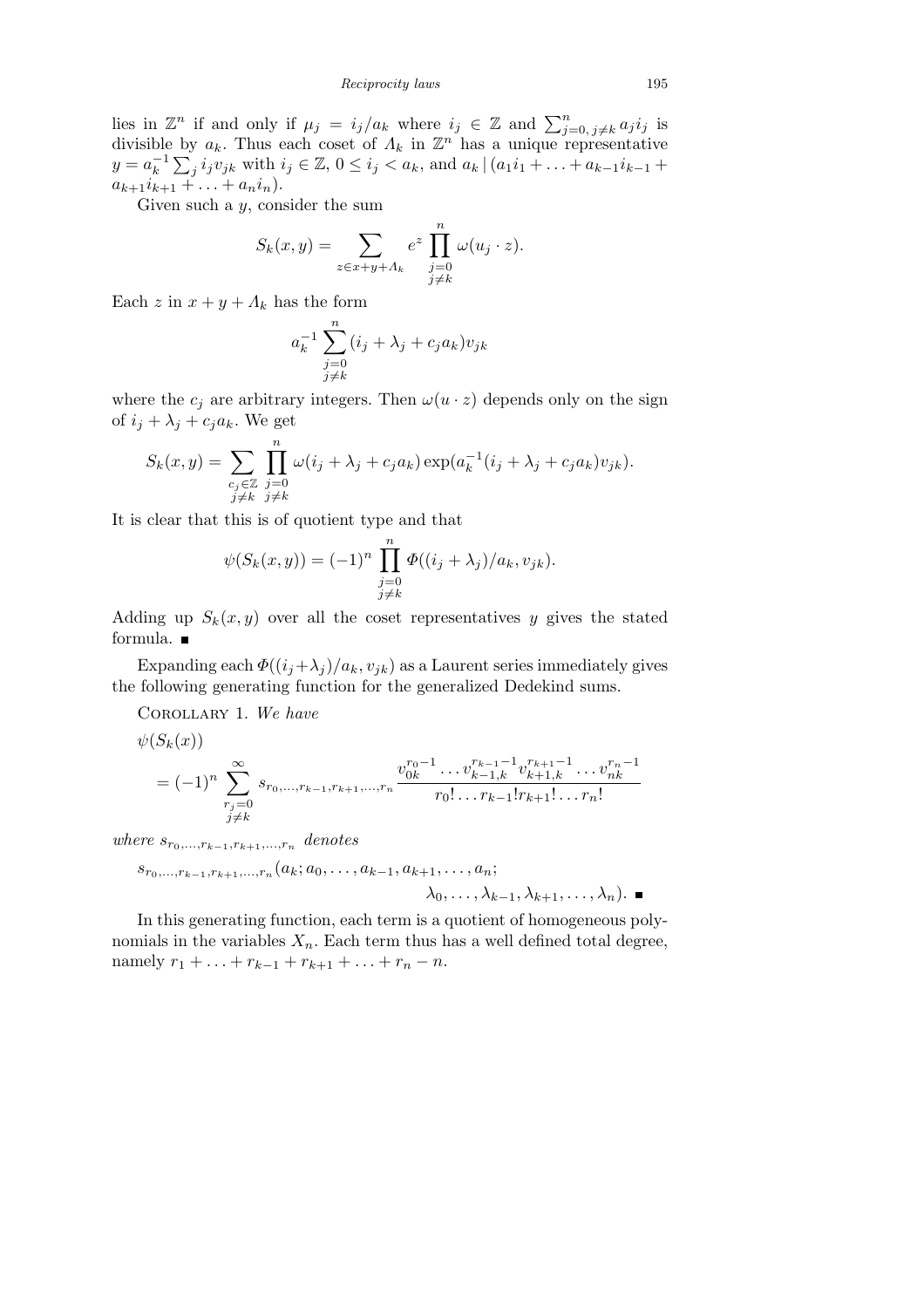lies in $\mathbb{Z}^n$ if and only if $\mu_j = i_j/a_k$ where $i_j \in \mathbb{Z}$ and $\sum_{j=0,\, j\neq k}^{n} a_j i_j$ is divisible by $a_k$. Thus each coset of $\Lambda_k$ in $\mathbb{Z}^n$ has a unique representative $y = a_k^{-1}\sum_j i_j v_{jk}$ with $i_j \in \mathbb{Z}$, $0 \le i_j < a_k$, and $a_k \mid (a_1 i_1 + \ldots + a_{k-1} i_{k-1} + a_{k+1} i_{k+1} + \ldots + a_n i_n)$.

Given such a $y$, consider the sum

$$S_k(x,y) = \sum_{z \in x+y+\Lambda_k} e^z \prod_{\substack{j=0 \\ j\neq k}}^{n} \omega(u_j \cdot z).$$

Each $z$ in $x + y + \Lambda_k$ has the form

$$a_k^{-1} \sum_{\substack{j=0 \\ j\neq k}}^{n} (i_j + \lambda_j + c_j a_k) v_{jk}$$

where the $c_j$ are arbitrary integers. Then $\omega(u \cdot z)$ depends only on the sign of $i_j + \lambda_j + c_j a_k$. We get

$$S_k(x,y) = \sum_{\substack{c_j \in \mathbb{Z} \\ j\neq k}} \prod_{\substack{j=0 \\ j\neq k}}^{n} \omega(i_j + \lambda_j + c_j a_k) \exp(a_k^{-1}(i_j + \lambda_j + c_j a_k) v_{jk}).$$

It is clear that this is of quotient type and that

$$\psi(S_k(x,y)) = (-1)^n \prod_{\substack{j=0 \\ j\neq k}}^{n} \Phi((i_j + \lambda_j)/a_k, v_{jk}).$$

Adding up $S_k(x,y)$ over all the coset representatives $y$ gives the stated formula. ∎

Expanding each $\Phi((i_j+\lambda_j)/a_k, v_{jk})$ as a Laurent series immediately gives the following generating function for the generalized Dedekind sums.

Corollary 1. *We have*

$$\psi(S_k(x)) = (-1)^n \sum_{\substack{r_j=0 \\ j\neq k}}^{\infty} s_{r_0,\ldots,r_{k-1},r_{k+1},\ldots,r_n} \frac{v_{0k}^{r_0-1} \ldots v_{k-1,k}^{r_{k-1}-1} v_{k+1,k}^{r_{k+1}-1} \ldots v_{nk}^{r_n-1}}{r_0! \ldots r_{k-1}! r_{k+1}! \ldots r_n!}$$

*where* $s_{r_0,\ldots,r_{k-1},r_{k+1},\ldots,r_n}$ *denotes*

$$s_{r_0,\ldots,r_{k-1},r_{k+1},\ldots,r_n}(a_k; a_0,\ldots,a_{k-1},a_{k+1},\ldots,a_n; \lambda_0,\ldots,\lambda_{k-1},\lambda_{k+1},\ldots,\lambda_n). \;\blacksquare$$

In this generating function, each term is a quotient of homogeneous polynomials in the variables $X_n$. Each term thus has a well defined total degree, namely $r_1 + \ldots + r_{k-1} + r_{k+1} + \ldots + r_n - n$.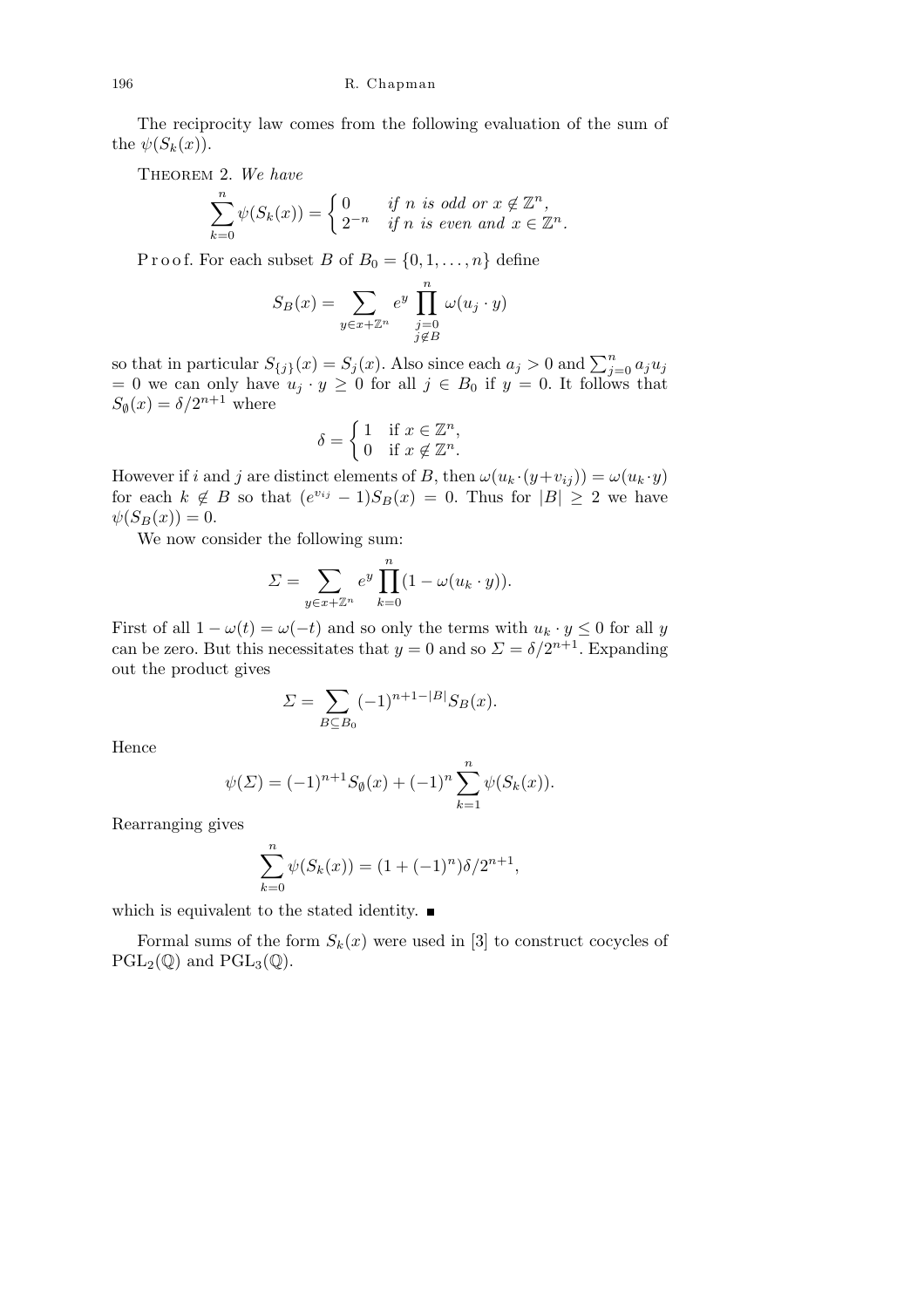The reciprocity law comes from the following evaluation of the sum of the $\psi(S_k(x))$.

Theorem 2. *We have*

$$\sum_{k=0}^{n} \psi(S_k(x)) = \begin{cases} 0 & \text{if } n \text{ is odd or } x \notin \mathbb{Z}^n, \\ 2^{-n} & \text{if } n \text{ is even and } x \in \mathbb{Z}^n. \end{cases}$$

Proof. For each subset $B$ of $B_0 = \{0, 1, \ldots, n\}$ define

$$S_B(x) = \sum_{y \in x + \mathbb{Z}^n} e^y \prod_{\substack{j=0 \\ j \notin B}}^{n} \omega(u_j \cdot y)$$

so that in particular $S_{\{j\}}(x) = S_j(x)$. Also since each $a_j > 0$ and $\sum_{j=0}^n a_j u_j = 0$ we can only have $u_j \cdot y \geq 0$ for all $j \in B_0$ if $y = 0$. It follows that $S_\emptyset(x) = \delta/2^{n+1}$ where

$$\delta = \begin{cases} 1 & \text{if } x \in \mathbb{Z}^n, \\ 0 & \text{if } x \notin \mathbb{Z}^n. \end{cases}$$

However if $i$ and $j$ are distinct elements of $B$, then $\omega(u_k \cdot (y + v_{ij})) = \omega(u_k \cdot y)$ for each $k \notin B$ so that $(e^{v_{ij}} - 1) S_B(x) = 0$. Thus for $|B| \geq 2$ we have $\psi(S_B(x)) = 0$.

We now consider the following sum:

$$\Sigma = \sum_{y \in x + \mathbb{Z}^n} e^y \prod_{k=0}^{n} (1 - \omega(u_k \cdot y)).$$

First of all $1 - \omega(t) = \omega(-t)$ and so only the terms with $u_k \cdot y \leq 0$ for all $y$ can be zero. But this necessitates that $y = 0$ and so $\Sigma = \delta/2^{n+1}$. Expanding out the product gives

$$\Sigma = \sum_{B \subseteq B_0} (-1)^{n+1-|B|} S_B(x).$$

Hence

$$\psi(\Sigma) = (-1)^{n+1} S_\emptyset(x) + (-1)^n \sum_{k=1}^{n} \psi(S_k(x)).$$

Rearranging gives

$$\sum_{k=0}^{n} \psi(S_k(x)) = (1 + (-1)^n)\delta/2^{n+1},$$

which is equivalent to the stated identity. ∎

Formal sums of the form $S_k(x)$ were used in [3] to construct cocycles of $\mathrm{PGL}_2(\mathbb{Q})$ and $\mathrm{PGL}_3(\mathbb{Q})$.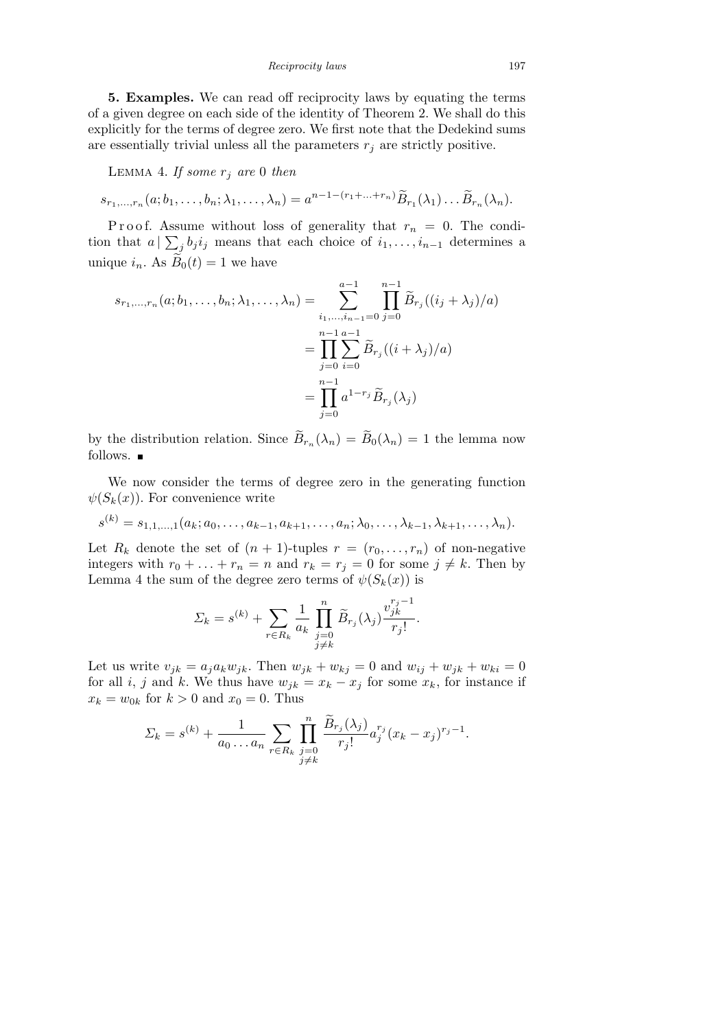**5. Examples.** We can read off reciprocity laws by equating the terms of a given degree on each side of the identity of Theorem 2. We shall do this explicitly for the terms of degree zero. We first note that the Dedekind sums are essentially trivial unless all the parameters $r_j$ are strictly positive.

Lemma 4. *If some $r_j$ are* 0 *then*

$$s_{r_1,\dots,r_n}(a;b_1,\dots,b_n;\lambda_1,\dots,\lambda_n) = a^{n-1-(r_1+\dots+r_n)}\widetilde{B}_{r_1}(\lambda_1)\dots\widetilde{B}_{r_n}(\lambda_n).$$

Proof. Assume without loss of generality that $r_n = 0$. The condition that $a \mid \sum_j b_j i_j$ means that each choice of $i_1,\dots,i_{n-1}$ determines a unique $i_n$. As $\widetilde{B}_0(t) = 1$ we have

$$\begin{aligned}
s_{r_1,\dots,r_n}(a;b_1,\dots,b_n;\lambda_1,\dots,\lambda_n) &= \sum_{i_1,\dots,i_{n-1}=0}^{a-1}\prod_{j=0}^{n-1}\widetilde{B}_{r_j}((i_j+\lambda_j)/a)\\
&= \prod_{j=0}^{n-1}\sum_{i=0}^{a-1}\widetilde{B}_{r_j}((i+\lambda_j)/a)\\
&= \prod_{j=0}^{n-1} a^{1-r_j}\widetilde{B}_{r_j}(\lambda_j)
\end{aligned}$$

by the distribution relation. Since $\widetilde{B}_{r_n}(\lambda_n) = \widetilde{B}_0(\lambda_n) = 1$ the lemma now follows. ∎

We now consider the terms of degree zero in the generating function $\psi(S_k(x))$. For convenience write

$$s^{(k)} = s_{1,1,\dots,1}(a_k;a_0,\dots,a_{k-1},a_{k+1},\dots,a_n;\lambda_0,\dots,\lambda_{k-1},\lambda_{k+1},\dots,\lambda_n).$$

Let $R_k$ denote the set of $(n+1)$-tuples $r = (r_0,\dots,r_n)$ of non-negative integers with $r_0+\dots+r_n = n$ and $r_k = r_j = 0$ for some $j \ne k$. Then by Lemma 4 the sum of the degree zero terms of $\psi(S_k(x))$ is

$$\Sigma_k = s^{(k)} + \sum_{r\in R_k}\frac{1}{a_k}\prod_{\substack{j=0\\ j\ne k}}^{n}\widetilde{B}_{r_j}(\lambda_j)\frac{v_{jk}^{r_j-1}}{r_j!}.$$

Let us write $v_{jk} = a_j a_k w_{jk}$. Then $w_{jk}+w_{kj} = 0$ and $w_{ij}+w_{jk}+w_{ki} = 0$ for all $i$, $j$ and $k$. We thus have $w_{jk} = x_k - x_j$ for some $x_k$, for instance if $x_k = w_{0k}$ for $k>0$ and $x_0 = 0$. Thus

$$\Sigma_k = s^{(k)} + \frac{1}{a_0\dots a_n}\sum_{r\in R_k}\prod_{\substack{j=0\\ j\ne k}}^{n}\frac{\widetilde{B}_{r_j}(\lambda_j)}{r_j!}a_j^{r_j}(x_k-x_j)^{r_j-1}.$$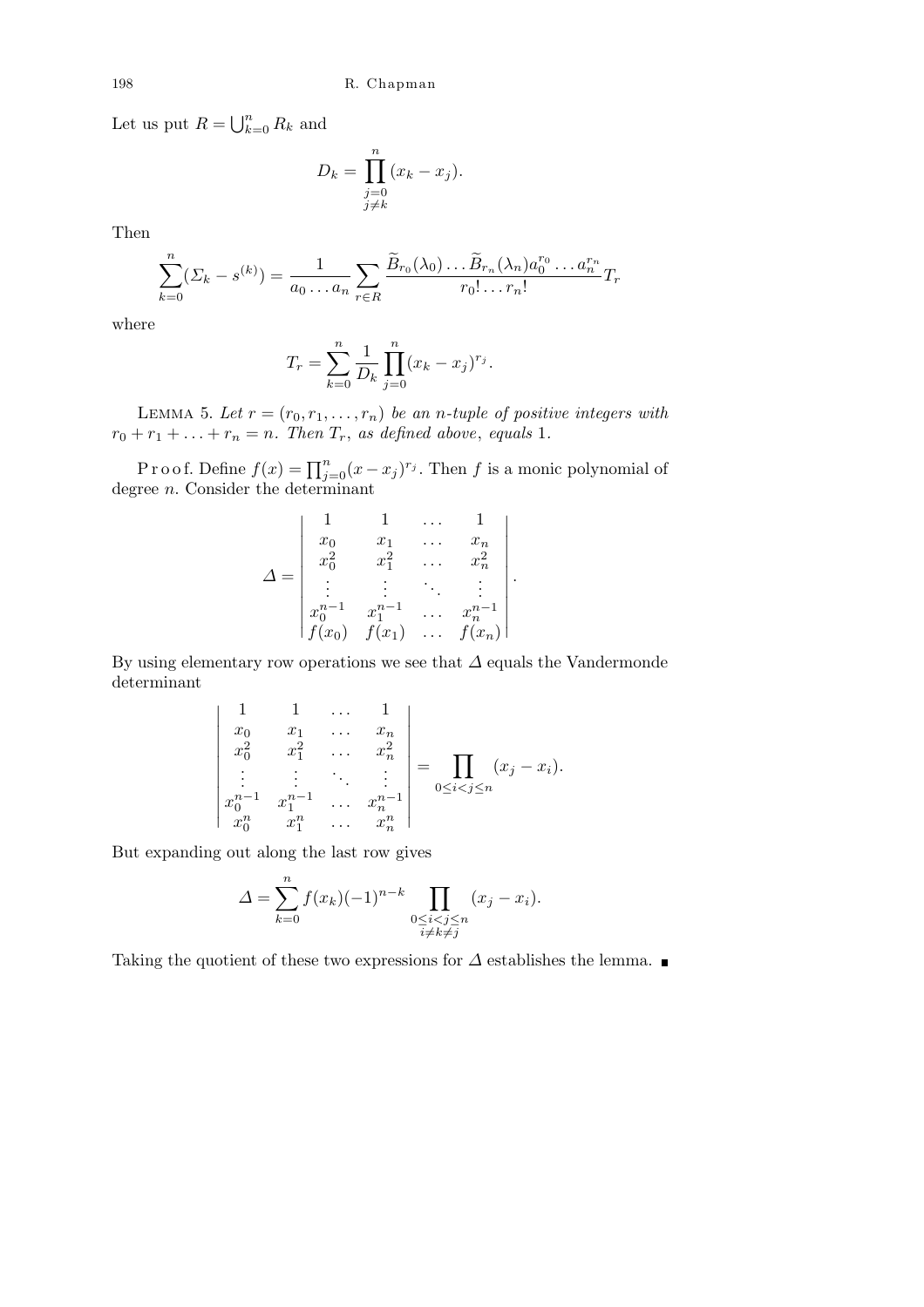Let us put $R = \bigcup_{k=0}^{n} R_k$ and

$$D_k = \prod_{\substack{j=0 \\ j\neq k}}^{n} (x_k - x_j).$$

Then

$$\sum_{k=0}^{n} (\Sigma_k - s^{(k)}) = \frac{1}{a_0 \ldots a_n} \sum_{r\in R} \frac{\widetilde{B}_{r_0}(\lambda_0) \ldots \widetilde{B}_{r_n}(\lambda_n) a_0^{r_0} \ldots a_n^{r_n}}{r_0! \ldots r_n!} T_r$$

where

$$T_r = \sum_{k=0}^{n} \frac{1}{D_k} \prod_{j=0}^{n} (x_k - x_j)^{r_j}.$$

Lemma 5. *Let $r = (r_0, r_1, \ldots, r_n)$ be an $n$-tuple of positive integers with $r_0 + r_1 + \ldots + r_n = n$. Then $T_r$, as defined above, equals* 1.

Proof. Define $f(x) = \prod_{j=0}^{n} (x - x_j)^{r_j}$. Then $f$ is a monic polynomial of degree $n$. Consider the determinant

$$\Delta = \begin{vmatrix} 1 & 1 & \ldots & 1 \\ x_0 & x_1 & \ldots & x_n \\ x_0^2 & x_1^2 & \ldots & x_n^2 \\ \vdots & \vdots & \ddots & \vdots \\ x_0^{n-1} & x_1^{n-1} & \ldots & x_n^{n-1} \\ f(x_0) & f(x_1) & \ldots & f(x_n) \end{vmatrix}.$$

By using elementary row operations we see that $\Delta$ equals the Vandermonde determinant

$$\begin{vmatrix} 1 & 1 & \ldots & 1 \\ x_0 & x_1 & \ldots & x_n \\ x_0^2 & x_1^2 & \ldots & x_n^2 \\ \vdots & \vdots & \ddots & \vdots \\ x_0^{n-1} & x_1^{n-1} & \ldots & x_n^{n-1} \\ x_0^n & x_1^n & \ldots & x_n^n \end{vmatrix} = \prod_{0\leq i<j\leq n} (x_j - x_i).$$

But expanding out along the last row gives

$$\Delta = \sum_{k=0}^{n} f(x_k)(-1)^{n-k} \prod_{\substack{0\leq i<j\leq n \\ i\neq k\neq j}} (x_j - x_i).$$

Taking the quotient of these two expressions for $\Delta$ establishes the lemma. ∎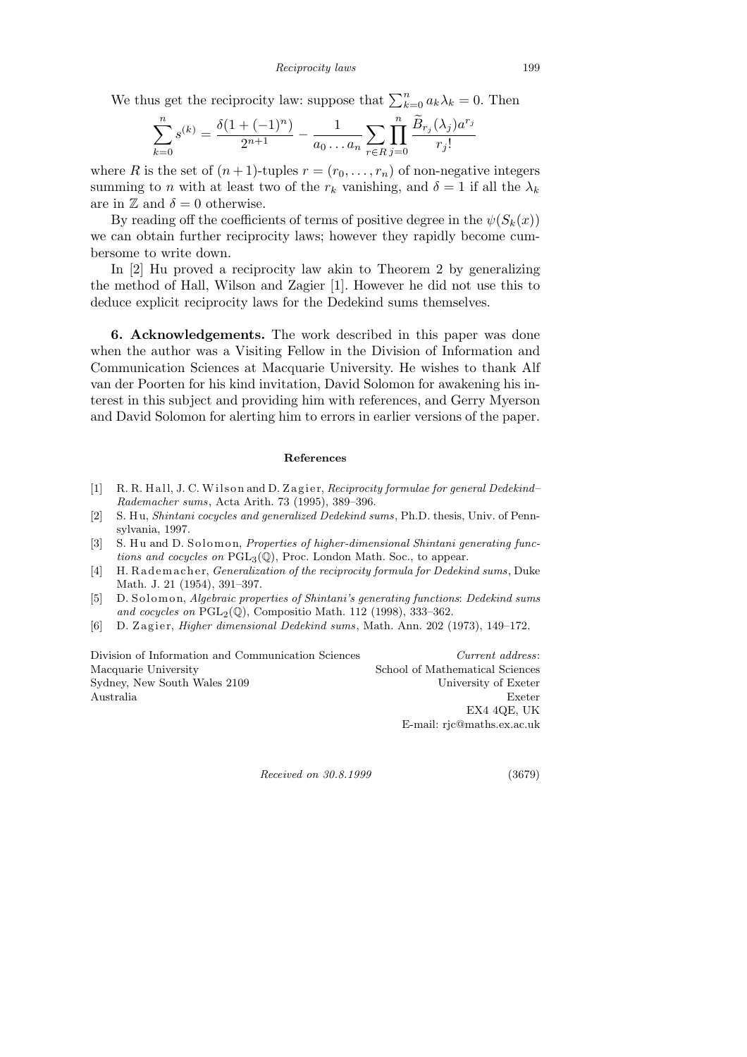We thus get the reciprocity law: suppose that $\sum_{k=0}^{n} a_k \lambda_k = 0$. Then

$$\sum_{k=0}^{n} s^{(k)} = \frac{\delta(1+(-1)^n)}{2^{n+1}} - \frac{1}{a_0 \ldots a_n} \sum_{r \in R} \prod_{j=0}^{n} \frac{\widetilde{B}_{r_j}(\lambda_j) a^{r_j}}{r_j!}$$

where $R$ is the set of $(n+1)$-tuples $r = (r_0, \ldots, r_n)$ of non-negative integers summing to $n$ with at least two of the $r_k$ vanishing, and $\delta = 1$ if all the $\lambda_k$ are in $\mathbb{Z}$ and $\delta = 0$ otherwise.

By reading off the coefficients of terms of positive degree in the $\psi(S_k(x))$ we can obtain further reciprocity laws; however they rapidly become cumbersome to write down.

In [2] Hu proved a reciprocity law akin to Theorem 2 by generalizing the method of Hall, Wilson and Zagier [1]. However he did not use this to deduce explicit reciprocity laws for the Dedekind sums themselves.

**6. Acknowledgements.** The work described in this paper was done when the author was a Visiting Fellow in the Division of Information and Communication Sciences at Macquarie University. He wishes to thank Alf van der Poorten for his kind invitation, David Solomon for awakening his interest in this subject and providing him with references, and Gerry Myerson and David Solomon for alerting him to errors in earlier versions of the paper.

## References

[1] R. R. Hall, J. C. Wilson and D. Zagier, *Reciprocity formulae for general Dedekind–Rademacher sums*, Acta Arith. 73 (1995), 389–396.

[2] S. Hu, *Shintani cocycles and generalized Dedekind sums*, Ph.D. thesis, Univ. of Pennsylvania, 1997.

[3] S. Hu and D. Solomon, *Properties of higher-dimensional Shintani generating functions and cocycles on* $\mathrm{PGL}_3(\mathbb{Q})$, Proc. London Math. Soc., to appear.

[4] H. Rademacher, *Generalization of the reciprocity formula for Dedekind sums*, Duke Math. J. 21 (1954), 391–397.

[5] D. Solomon, *Algebraic properties of Shintani's generating functions: Dedekind sums and cocycles on* $\mathrm{PGL}_2(\mathbb{Q})$, Compositio Math. 112 (1998), 333–362.

[6] D. Zagier, *Higher dimensional Dedekind sums*, Math. Ann. 202 (1973), 149–172.

Division of Information and Communication Sciences
Macquarie University
Sydney, New South Wales 2109
Australia

*Current address*:
School of Mathematical Sciences
University of Exeter
Exeter
EX4 4QE, UK
E-mail: rjc@maths.ex.ac.uk

*Received on 30.8.1999* (3679)